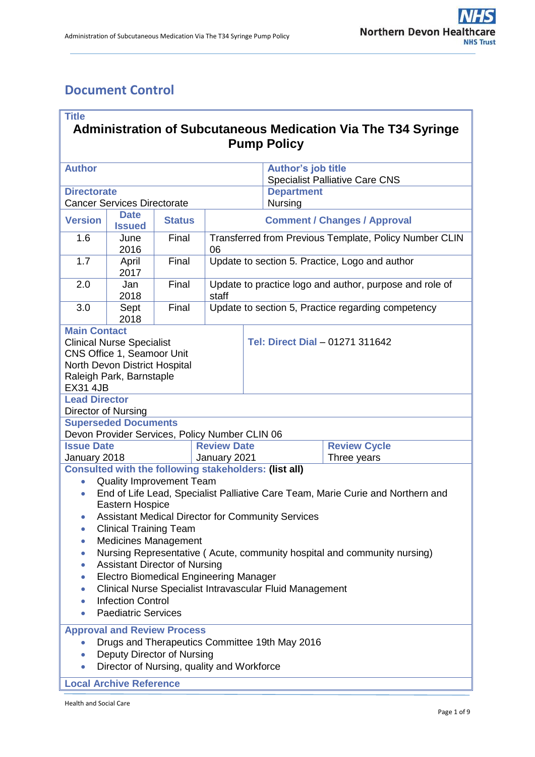# Document Control

**Title**

**Administration of Subcutaneous Medication Via The T34 Syringe Pump Policy**

| **Author** | **Author's job title** |
|---|---|
| | Specialist Palliative Care CNS |
| **Directorate** | **Department** |
| Cancer Services Directorate | Nursing |

| **Version** | **Date Issued** | **Status** | **Comment / Changes / Approval** |
|---|---|---|---|
| 1.6 | June 2016 | Final | Transferred from Previous Template, Policy Number CLIN 06 |
| 1.7 | April 2017 | Final | Update to section 5. Practice, Logo and author |
| 2.0 | Jan 2018 | Final | Update to practice logo and author, purpose and role of staff |
| 3.0 | Sept 2018 | Final | Update to section 5, Practice regarding competency |

| **Main Contact** | **Tel: Direct Dial** – 01271 311642 |
|---|---|
| Clinical Nurse Specialist<br>CNS Office 1, Seamoor Unit<br>North Devon District Hospital<br>Raleigh Park, Barnstaple<br>EX31 4JB | |

**Lead Director**

Director of Nursing

**Superseded Documents**

Devon Provider Services, Policy Number CLIN 06

| **Issue Date** | **Review Date** | **Review Cycle** |
|---|---|---|
| January 2018 | January 2021 | Three years |

**Consulted with the following stakeholders: (list all)**

- Quality Improvement Team
- End of Life Lead, Specialist Palliative Care Team, Marie Curie and Northern and Eastern Hospice
- Assistant Medical Director for Community Services
- Clinical Training Team
- Medicines Management
- Nursing Representative ( Acute, community hospital and community nursing)
- Assistant Director of Nursing
- Electro Biomedical Engineering Manager
- Clinical Nurse Specialist Intravascular Fluid Management
- Infection Control
- Paediatric Services

**Approval and Review Process**

- Drugs and Therapeutics Committee 19th May 2016
- Deputy Director of Nursing
- Director of Nursing, quality and Workforce

**Local Archive Reference**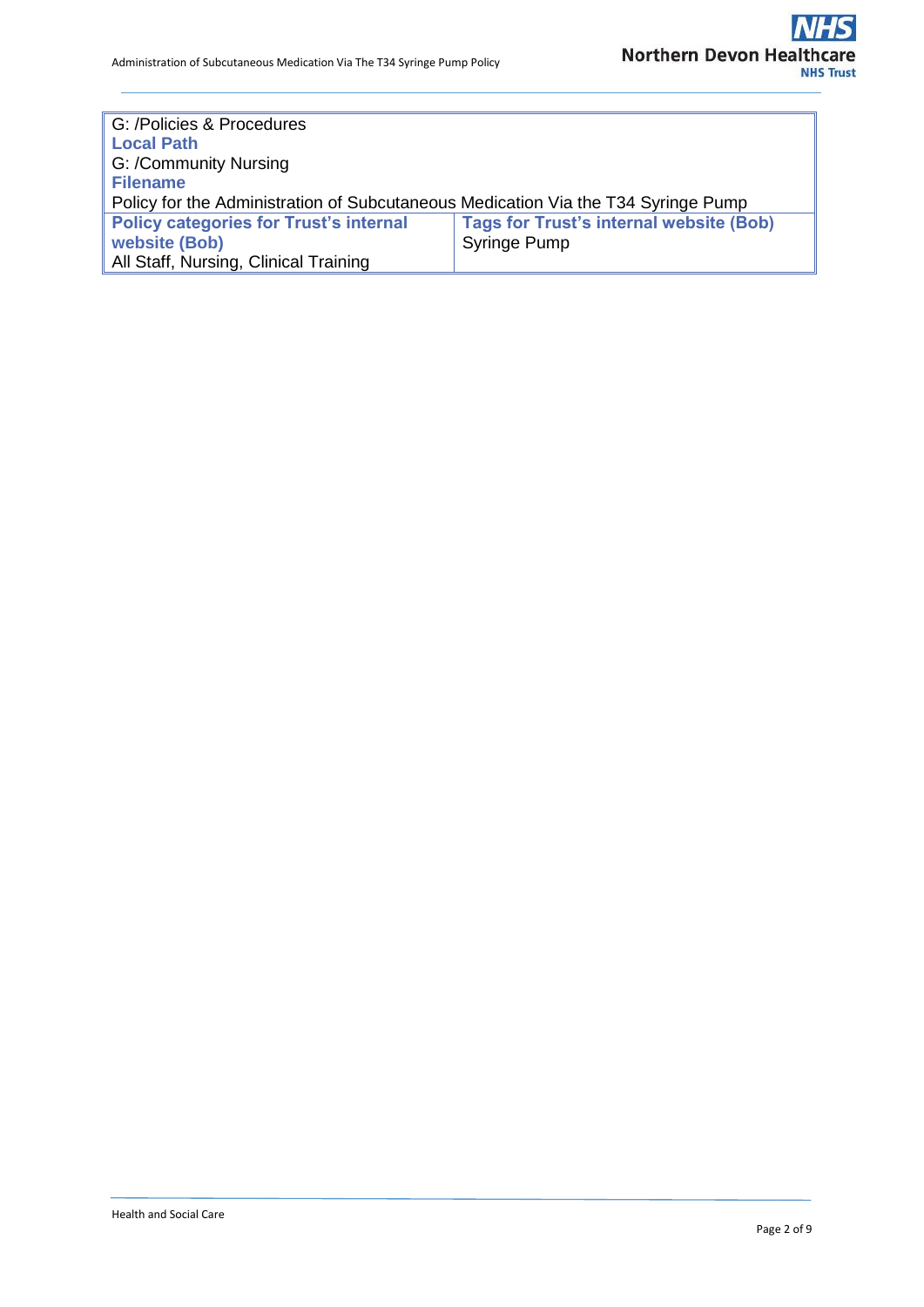| | |
|---|---|
| G: /Policies & Procedures<br>**Local Path**<br>G: /Community Nursing<br>**Filename**<br>Policy for the Administration of Subcutaneous Medication Via the T34 Syringe Pump | |
| **Policy categories for Trust's internal website (Bob)**<br>All Staff, Nursing, Clinical Training | **Tags for Trust's internal website (Bob)**<br>Syringe Pump |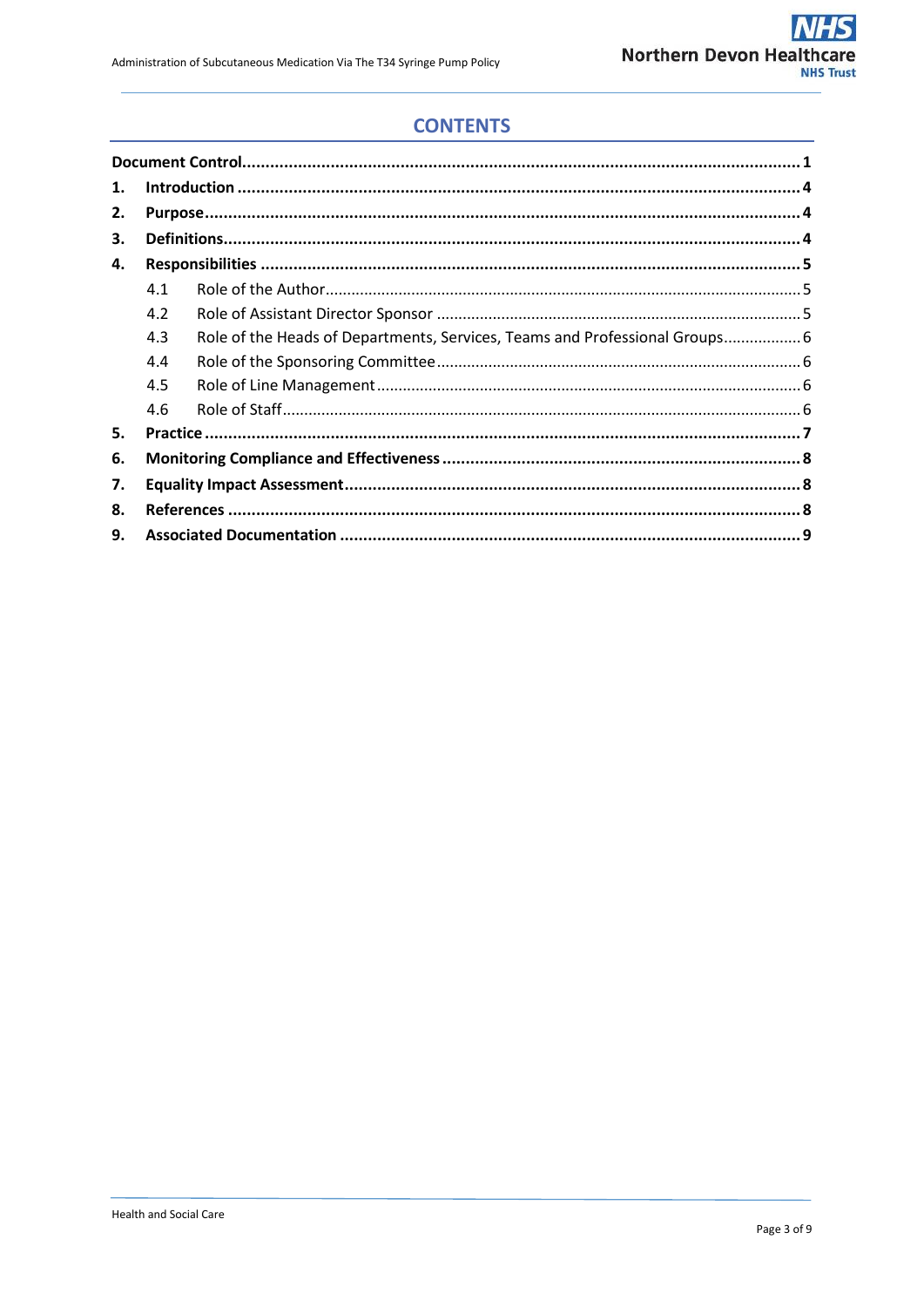# CONTENTS

| | | |
|---|---|---|
| **Document Control** | | **1** |
| **1.** | **Introduction** | **4** |
| **2.** | **Purpose** | **4** |
| **3.** | **Definitions** | **4** |
| **4.** | **Responsibilities** | **5** |
| 4.1 | Role of the Author | 5 |
| 4.2 | Role of Assistant Director Sponsor | 5 |
| 4.3 | Role of the Heads of Departments, Services, Teams and Professional Groups | 6 |
| 4.4 | Role of the Sponsoring Committee | 6 |
| 4.5 | Role of Line Management | 6 |
| 4.6 | Role of Staff | 6 |
| **5.** | **Practice** | **7** |
| **6.** | **Monitoring Compliance and Effectiveness** | **8** |
| **7.** | **Equality Impact Assessment** | **8** |
| **8.** | **References** | **8** |
| **9.** | **Associated Documentation** | **9** |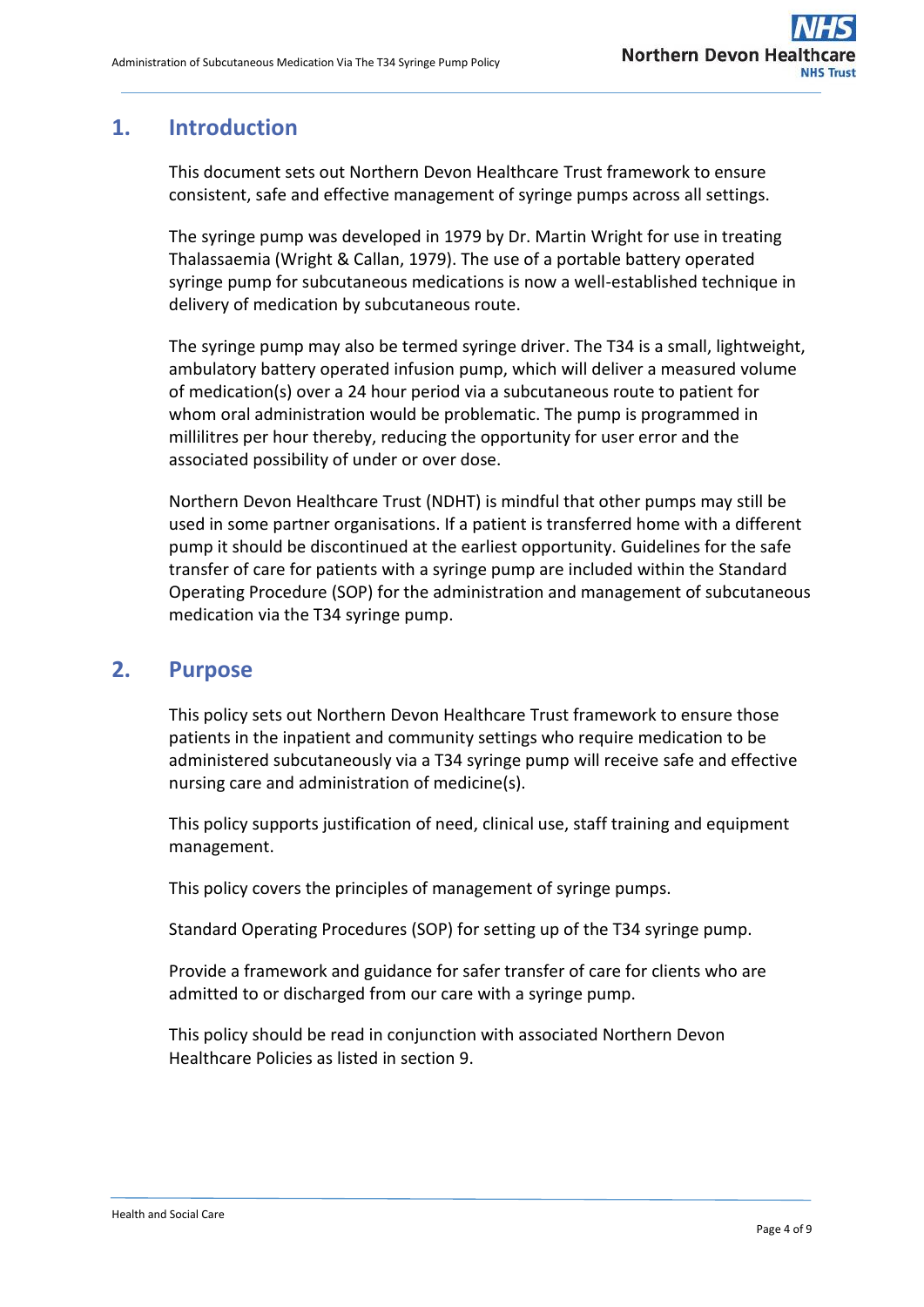## 1. Introduction

This document sets out Northern Devon Healthcare Trust framework to ensure consistent, safe and effective management of syringe pumps across all settings.

The syringe pump was developed in 1979 by Dr. Martin Wright for use in treating Thalassaemia (Wright & Callan, 1979). The use of a portable battery operated syringe pump for subcutaneous medications is now a well-established technique in delivery of medication by subcutaneous route.

The syringe pump may also be termed syringe driver. The T34 is a small, lightweight, ambulatory battery operated infusion pump, which will deliver a measured volume of medication(s) over a 24 hour period via a subcutaneous route to patient for whom oral administration would be problematic. The pump is programmed in millilitres per hour thereby, reducing the opportunity for user error and the associated possibility of under or over dose.

Northern Devon Healthcare Trust (NDHT) is mindful that other pumps may still be used in some partner organisations. If a patient is transferred home with a different pump it should be discontinued at the earliest opportunity. Guidelines for the safe transfer of care for patients with a syringe pump are included within the Standard Operating Procedure (SOP) for the administration and management of subcutaneous medication via the T34 syringe pump.

## 2. Purpose

This policy sets out Northern Devon Healthcare Trust framework to ensure those patients in the inpatient and community settings who require medication to be administered subcutaneously via a T34 syringe pump will receive safe and effective nursing care and administration of medicine(s).

This policy supports justification of need, clinical use, staff training and equipment management.

This policy covers the principles of management of syringe pumps.

Standard Operating Procedures (SOP) for setting up of the T34 syringe pump.

Provide a framework and guidance for safer transfer of care for clients who are admitted to or discharged from our care with a syringe pump.

This policy should be read in conjunction with associated Northern Devon Healthcare Policies as listed in section 9.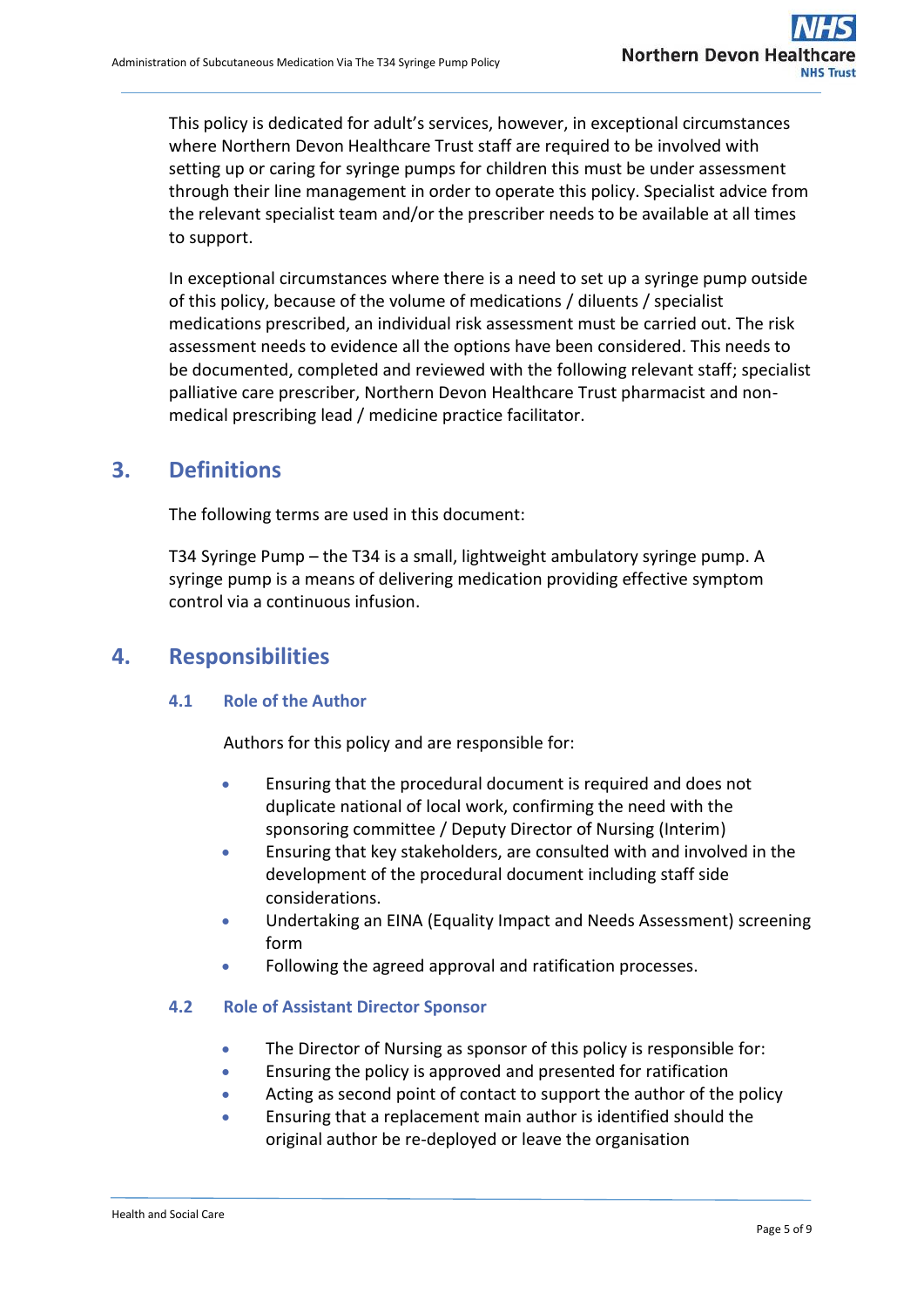This policy is dedicated for adult's services, however, in exceptional circumstances where Northern Devon Healthcare Trust staff are required to be involved with setting up or caring for syringe pumps for children this must be under assessment through their line management in order to operate this policy. Specialist advice from the relevant specialist team and/or the prescriber needs to be available at all times to support.

In exceptional circumstances where there is a need to set up a syringe pump outside of this policy, because of the volume of medications / diluents / specialist medications prescribed, an individual risk assessment must be carried out. The risk assessment needs to evidence all the options have been considered. This needs to be documented, completed and reviewed with the following relevant staff; specialist palliative care prescriber, Northern Devon Healthcare Trust pharmacist and non-medical prescribing lead / medicine practice facilitator.

## 3. Definitions

The following terms are used in this document:

T34 Syringe Pump – the T34 is a small, lightweight ambulatory syringe pump. A syringe pump is a means of delivering medication providing effective symptom control via a continuous infusion.

## 4. Responsibilities

### 4.1 Role of the Author

Authors for this policy and are responsible for:

- Ensuring that the procedural document is required and does not duplicate national of local work, confirming the need with the sponsoring committee / Deputy Director of Nursing (Interim)
- Ensuring that key stakeholders, are consulted with and involved in the development of the procedural document including staff side considerations.
- Undertaking an EINA (Equality Impact and Needs Assessment) screening form
- Following the agreed approval and ratification processes.

### 4.2 Role of Assistant Director Sponsor

- The Director of Nursing as sponsor of this policy is responsible for:
- Ensuring the policy is approved and presented for ratification
- Acting as second point of contact to support the author of the policy
- Ensuring that a replacement main author is identified should the original author be re-deployed or leave the organisation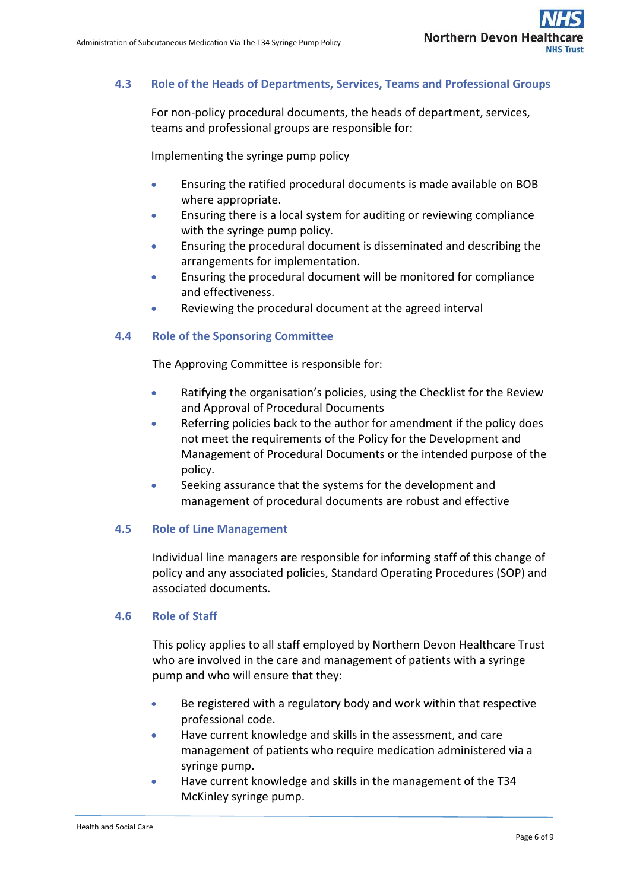### 4.3 Role of the Heads of Departments, Services, Teams and Professional Groups

For non-policy procedural documents, the heads of department, services, teams and professional groups are responsible for:

Implementing the syringe pump policy

- Ensuring the ratified procedural documents is made available on BOB where appropriate.
- Ensuring there is a local system for auditing or reviewing compliance with the syringe pump policy.
- Ensuring the procedural document is disseminated and describing the arrangements for implementation.
- Ensuring the procedural document will be monitored for compliance and effectiveness.
- Reviewing the procedural document at the agreed interval

### 4.4 Role of the Sponsoring Committee

The Approving Committee is responsible for:

- Ratifying the organisation's policies, using the Checklist for the Review and Approval of Procedural Documents
- Referring policies back to the author for amendment if the policy does not meet the requirements of the Policy for the Development and Management of Procedural Documents or the intended purpose of the policy.
- Seeking assurance that the systems for the development and management of procedural documents are robust and effective

### 4.5 Role of Line Management

Individual line managers are responsible for informing staff of this change of policy and any associated policies, Standard Operating Procedures (SOP) and associated documents.

### 4.6 Role of Staff

This policy applies to all staff employed by Northern Devon Healthcare Trust who are involved in the care and management of patients with a syringe pump and who will ensure that they:

- Be registered with a regulatory body and work within that respective professional code.
- Have current knowledge and skills in the assessment, and care management of patients who require medication administered via a syringe pump.
- Have current knowledge and skills in the management of the T34 McKinley syringe pump.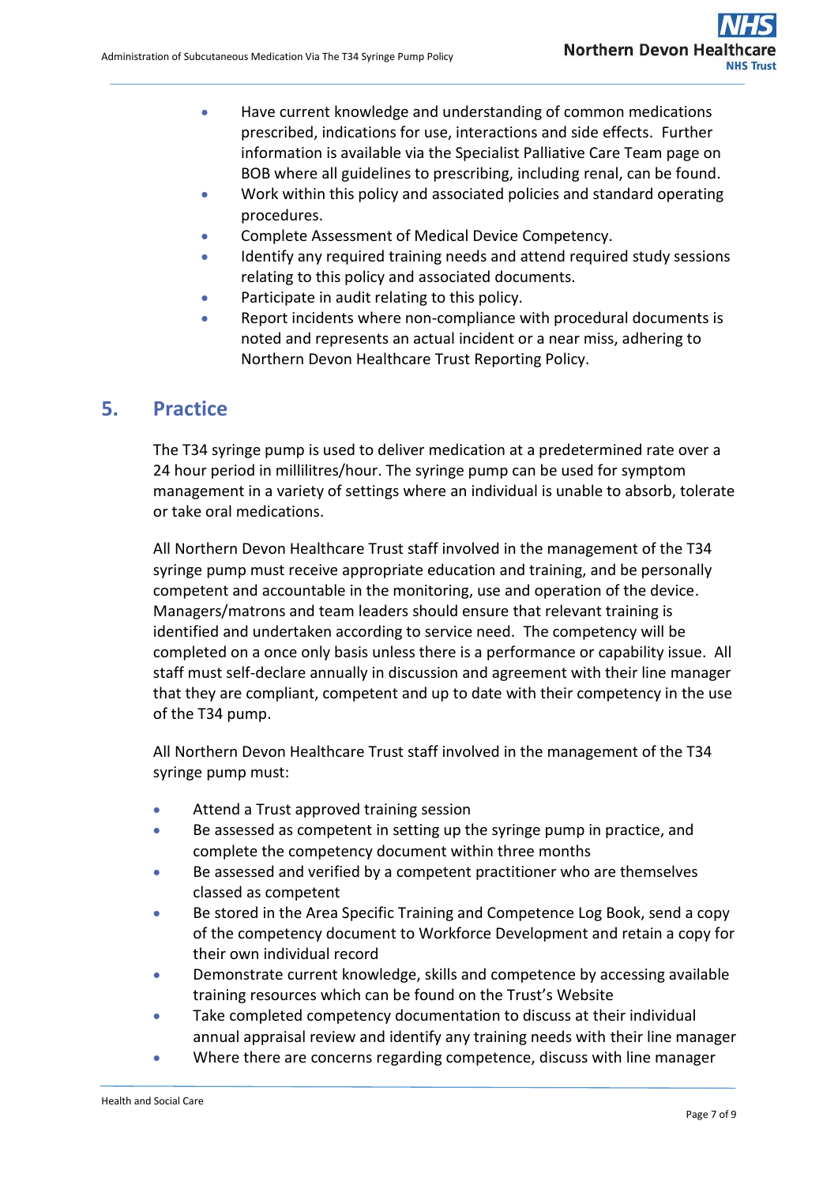- Have current knowledge and understanding of common medications prescribed, indications for use, interactions and side effects. Further information is available via the Specialist Palliative Care Team page on BOB where all guidelines to prescribing, including renal, can be found.
- Work within this policy and associated policies and standard operating procedures.
- Complete Assessment of Medical Device Competency.
- Identify any required training needs and attend required study sessions relating to this policy and associated documents.
- Participate in audit relating to this policy.
- Report incidents where non-compliance with procedural documents is noted and represents an actual incident or a near miss, adhering to Northern Devon Healthcare Trust Reporting Policy.

## 5. Practice

The T34 syringe pump is used to deliver medication at a predetermined rate over a 24 hour period in millilitres/hour. The syringe pump can be used for symptom management in a variety of settings where an individual is unable to absorb, tolerate or take oral medications.

All Northern Devon Healthcare Trust staff involved in the management of the T34 syringe pump must receive appropriate education and training, and be personally competent and accountable in the monitoring, use and operation of the device. Managers/matrons and team leaders should ensure that relevant training is identified and undertaken according to service need. The competency will be completed on a once only basis unless there is a performance or capability issue. All staff must self-declare annually in discussion and agreement with their line manager that they are compliant, competent and up to date with their competency in the use of the T34 pump.

All Northern Devon Healthcare Trust staff involved in the management of the T34 syringe pump must:

- Attend a Trust approved training session
- Be assessed as competent in setting up the syringe pump in practice, and complete the competency document within three months
- Be assessed and verified by a competent practitioner who are themselves classed as competent
- Be stored in the Area Specific Training and Competence Log Book, send a copy of the competency document to Workforce Development and retain a copy for their own individual record
- Demonstrate current knowledge, skills and competence by accessing available training resources which can be found on the Trust's Website
- Take completed competency documentation to discuss at their individual annual appraisal review and identify any training needs with their line manager
- Where there are concerns regarding competence, discuss with line manager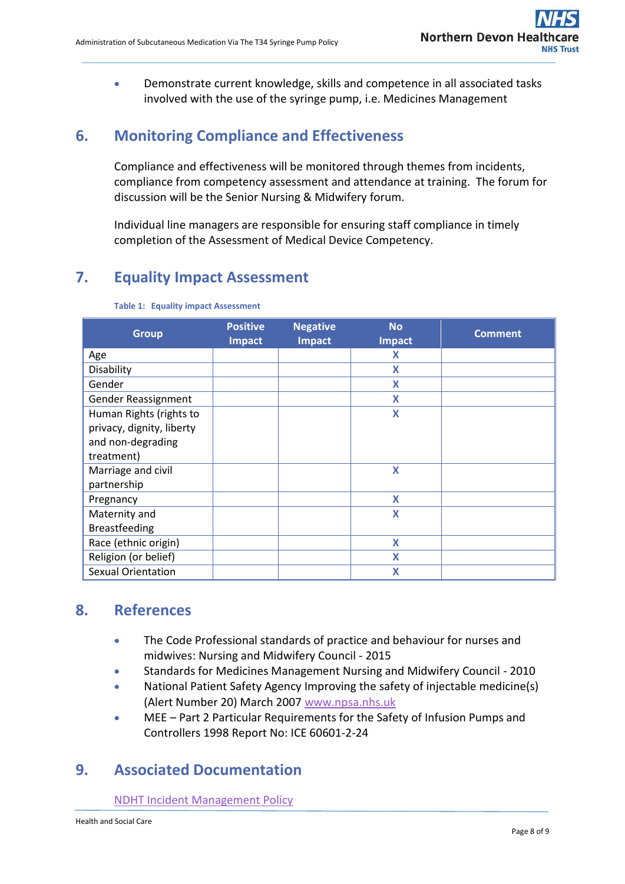- Demonstrate current knowledge, skills and competence in all associated tasks involved with the use of the syringe pump, i.e. Medicines Management

## 6. Monitoring Compliance and Effectiveness

Compliance and effectiveness will be monitored through themes from incidents, compliance from competency assessment and attendance at training. The forum for discussion will be the Senior Nursing & Midwifery forum.

Individual line managers are responsible for ensuring staff compliance in timely completion of the Assessment of Medical Device Competency.

## 7. Equality Impact Assessment

**Table 1: Equality impact Assessment**

| Group | Positive Impact | Negative Impact | No Impact | Comment |
|---|---|---|---|---|
| Age | | | X | |
| Disability | | | X | |
| Gender | | | X | |
| Gender Reassignment | | | X | |
| Human Rights (rights to privacy, dignity, liberty and non-degrading treatment) | | | X | |
| Marriage and civil partnership | | | X | |
| Pregnancy | | | X | |
| Maternity and Breastfeeding | | | X | |
| Race (ethnic origin) | | | X | |
| Religion (or belief) | | | X | |
| Sexual Orientation | | | X | |

## 8. References

- The Code Professional standards of practice and behaviour for nurses and midwives: Nursing and Midwifery Council - 2015
- Standards for Medicines Management Nursing and Midwifery Council - 2010
- National Patient Safety Agency Improving the safety of injectable medicine(s) (Alert Number 20) March 2007 www.npsa.nhs.uk
- MEE – Part 2 Particular Requirements for the Safety of Infusion Pumps and Controllers 1998 Report No: ICE 60601-2-24

## 9. Associated Documentation

NDHT Incident Management Policy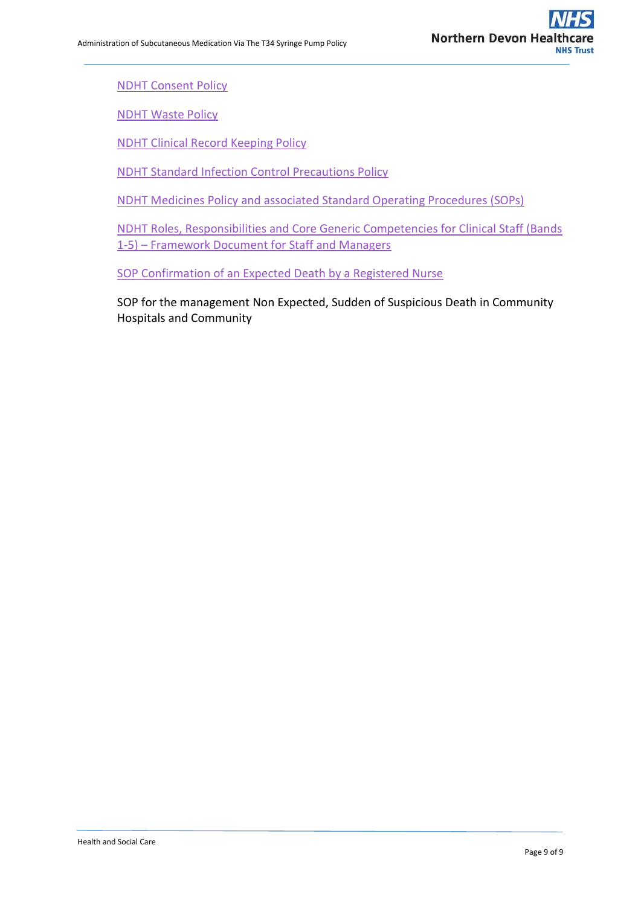NDHT Consent Policy

NDHT Waste Policy

NDHT Clinical Record Keeping Policy

NDHT Standard Infection Control Precautions Policy

NDHT Medicines Policy and associated Standard Operating Procedures (SOPs)

NDHT Roles, Responsibilities and Core Generic Competencies for Clinical Staff (Bands 1-5) – Framework Document for Staff and Managers

SOP Confirmation of an Expected Death by a Registered Nurse

SOP for the management Non Expected, Sudden of Suspicious Death in Community Hospitals and Community